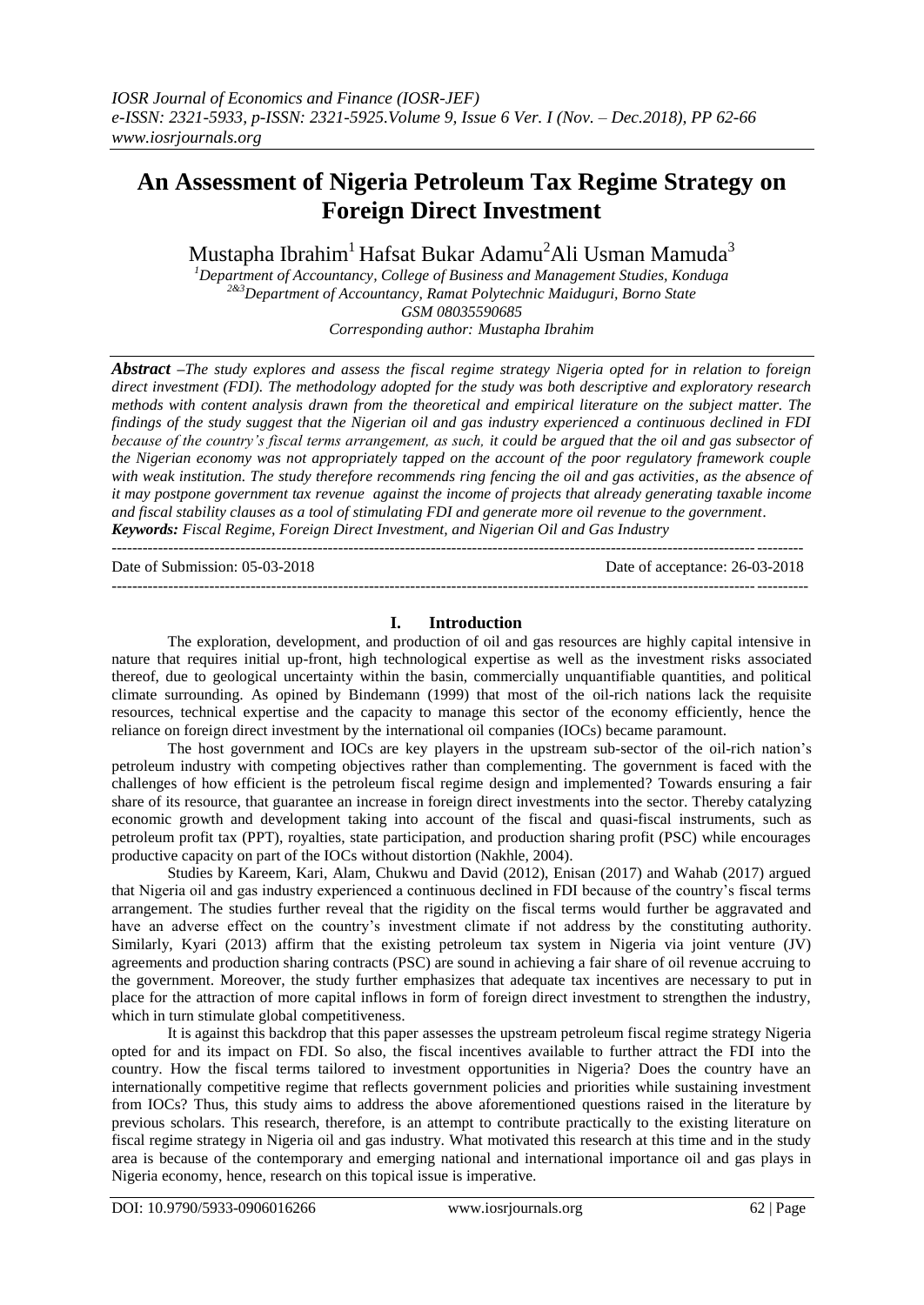# An Assessment of Nigeria Petroleum Tax Regime Strategy on Foreign Direct Investment

Mustapha Ibrahim[1] Hafsat Bukar Adamu[2] Ali Usman Mamuda[3]

[1]Department of Accountancy, College of Business and Management Studies, Konduga
[2&3]Department of Accountancy, Ramat Polytechnic Maiduguri, Borno State
GSM 08035590685
Corresponding author: Mustapha Ibrahim

***Abstract** –The study explores and assess the fiscal regime strategy Nigeria opted for in relation to foreign direct investment (FDI). The methodology adopted for the study was both descriptive and exploratory research methods with content analysis drawn from the theoretical and empirical literature on the subject matter. The findings of the study suggest that the Nigerian oil and gas industry experienced a continuous declined in FDI because of the country's fiscal terms arrangement, as such, it could be argued that the oil and gas subsector of the Nigerian economy was not appropriately tapped on the account of the poor regulatory framework couple with weak institution. The study therefore recommends ring fencing the oil and gas activities, as the absence of it may postpone government tax revenue against the income of projects that already generating taxable income and fiscal stability clauses as a tool of stimulating FDI and generate more oil revenue to the government.*

***Keywords:** Fiscal Regime, Foreign Direct Investment, and Nigerian Oil and Gas Industry*

---

Date of Submission: 05-03-2018 Date of acceptance: 26-03-2018

---

## I. Introduction

The exploration, development, and production of oil and gas resources are highly capital intensive in nature that requires initial up-front, high technological expertise as well as the investment risks associated thereof, due to geological uncertainty within the basin, commercially unquantifiable quantities, and political climate surrounding. As opined by Bindemann (1999) that most of the oil-rich nations lack the requisite resources, technical expertise and the capacity to manage this sector of the economy efficiently, hence the reliance on foreign direct investment by the international oil companies (IOCs) became paramount.

The host government and IOCs are key players in the upstream sub-sector of the oil-rich nation's petroleum industry with competing objectives rather than complementing. The government is faced with the challenges of how efficient is the petroleum fiscal regime design and implemented? Towards ensuring a fair share of its resource, that guarantee an increase in foreign direct investments into the sector. Thereby catalyzing economic growth and development taking into account of the fiscal and quasi-fiscal instruments, such as petroleum profit tax (PPT), royalties, state participation, and production sharing profit (PSC) while encourages productive capacity on part of the IOCs without distortion (Nakhle, 2004).

Studies by Kareem, Kari, Alam, Chukwu and David (2012), Enisan (2017) and Wahab (2017) argued that Nigeria oil and gas industry experienced a continuous declined in FDI because of the country's fiscal terms arrangement. The studies further reveal that the rigidity on the fiscal terms would further be aggravated and have an adverse effect on the country's investment climate if not address by the constituting authority. Similarly, Kyari (2013) affirm that the existing petroleum tax system in Nigeria via joint venture (JV) agreements and production sharing contracts (PSC) are sound in achieving a fair share of oil revenue accruing to the government. Moreover, the study further emphasizes that adequate tax incentives are necessary to put in place for the attraction of more capital inflows in form of foreign direct investment to strengthen the industry, which in turn stimulate global competitiveness.

It is against this backdrop that this paper assesses the upstream petroleum fiscal regime strategy Nigeria opted for and its impact on FDI. So also, the fiscal incentives available to further attract the FDI into the country. How the fiscal terms tailored to investment opportunities in Nigeria? Does the country have an internationally competitive regime that reflects government policies and priorities while sustaining investment from IOCs? Thus, this study aims to address the above aforementioned questions raised in the literature by previous scholars. This research, therefore, is an attempt to contribute practically to the existing literature on fiscal regime strategy in Nigeria oil and gas industry. What motivated this research at this time and in the study area is because of the contemporary and emerging national and international importance oil and gas plays in Nigeria economy, hence, research on this topical issue is imperative.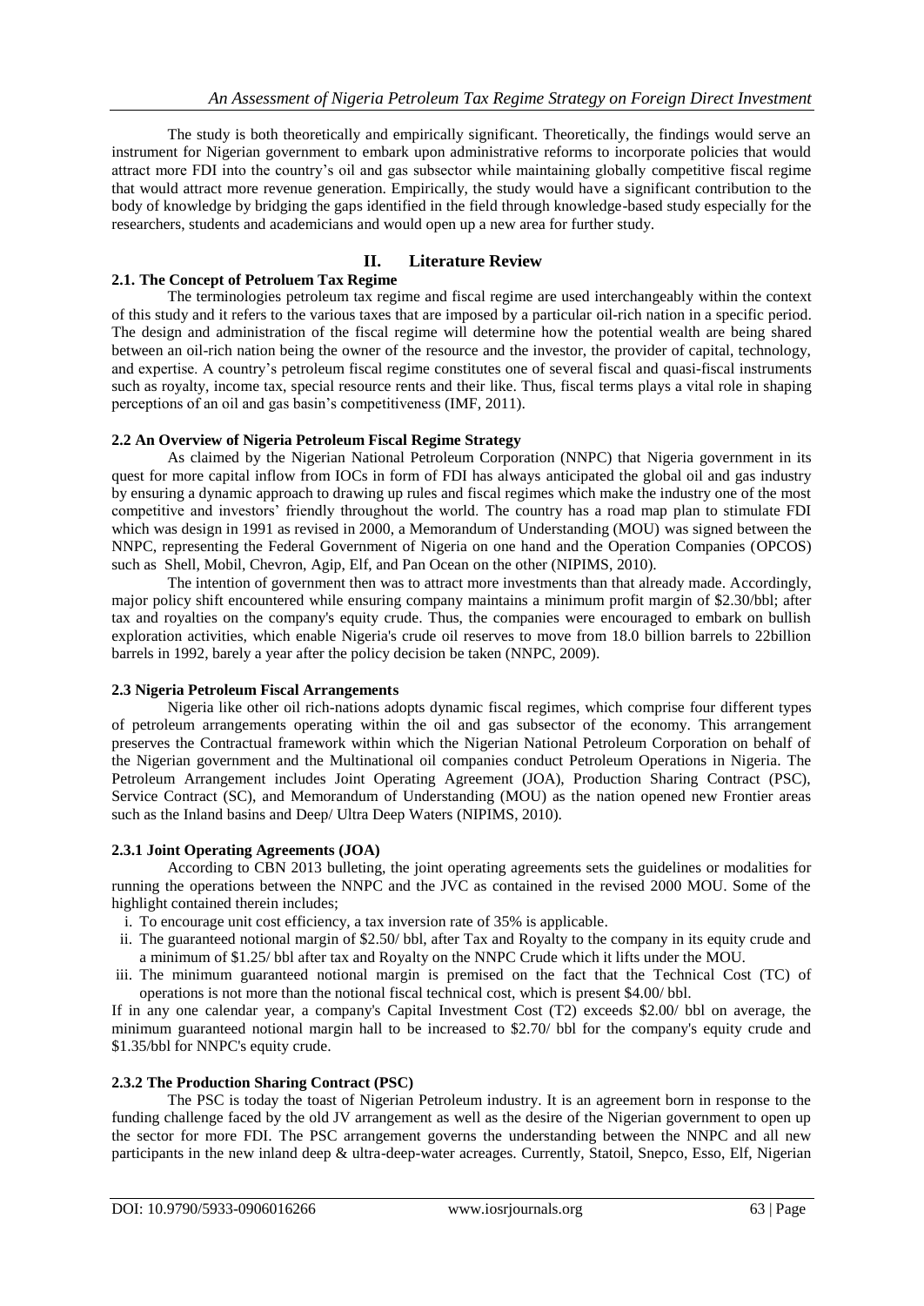The study is both theoretically and empirically significant. Theoretically, the findings would serve an instrument for Nigerian government to embark upon administrative reforms to incorporate policies that would attract more FDI into the country's oil and gas subsector while maintaining globally competitive fiscal regime that would attract more revenue generation. Empirically, the study would have a significant contribution to the body of knowledge by bridging the gaps identified in the field through knowledge-based study especially for the researchers, students and academicians and would open up a new area for further study.

## II. Literature Review

### 2.1. The Concept of Petroluem Tax Regime

The terminologies petroleum tax regime and fiscal regime are used interchangeably within the context of this study and it refers to the various taxes that are imposed by a particular oil-rich nation in a specific period. The design and administration of the fiscal regime will determine how the potential wealth are being shared between an oil-rich nation being the owner of the resource and the investor, the provider of capital, technology, and expertise. A country's petroleum fiscal regime constitutes one of several fiscal and quasi-fiscal instruments such as royalty, income tax, special resource rents and their like. Thus, fiscal terms plays a vital role in shaping perceptions of an oil and gas basin's competitiveness (IMF, 2011).

### 2.2 An Overview of Nigeria Petroleum Fiscal Regime Strategy

As claimed by the Nigerian National Petroleum Corporation (NNPC) that Nigeria government in its quest for more capital inflow from IOCs in form of FDI has always anticipated the global oil and gas industry by ensuring a dynamic approach to drawing up rules and fiscal regimes which make the industry one of the most competitive and investors' friendly throughout the world. The country has a road map plan to stimulate FDI which was design in 1991 as revised in 2000, a Memorandum of Understanding (MOU) was signed between the NNPC, representing the Federal Government of Nigeria on one hand and the Operation Companies (OPCOS) such as Shell, Mobil, Chevron, Agip, Elf, and Pan Ocean on the other (NIPIMS, 2010).

The intention of government then was to attract more investments than that already made. Accordingly, major policy shift encountered while ensuring company maintains a minimum profit margin of \$2.30/bbl; after tax and royalties on the company's equity crude. Thus, the companies were encouraged to embark on bullish exploration activities, which enable Nigeria's crude oil reserves to move from 18.0 billion barrels to 22billion barrels in 1992, barely a year after the policy decision be taken (NNPC, 2009).

### 2.3 Nigeria Petroleum Fiscal Arrangements

Nigeria like other oil rich-nations adopts dynamic fiscal regimes, which comprise four different types of petroleum arrangements operating within the oil and gas subsector of the economy. This arrangement preserves the Contractual framework within which the Nigerian National Petroleum Corporation on behalf of the Nigerian government and the Multinational oil companies conduct Petroleum Operations in Nigeria. The Petroleum Arrangement includes Joint Operating Agreement (JOA), Production Sharing Contract (PSC), Service Contract (SC), and Memorandum of Understanding (MOU) as the nation opened new Frontier areas such as the Inland basins and Deep/ Ultra Deep Waters (NIPIMS, 2010).

#### 2.3.1 Joint Operating Agreements (JOA)

According to CBN 2013 bulleting, the joint operating agreements sets the guidelines or modalities for running the operations between the NNPC and the JVC as contained in the revised 2000 MOU. Some of the highlight contained therein includes;

i. To encourage unit cost efficiency, a tax inversion rate of 35% is applicable.
ii. The guaranteed notional margin of \$2.50/ bbl, after Tax and Royalty to the company in its equity crude and a minimum of \$1.25/ bbl after tax and Royalty on the NNPC Crude which it lifts under the MOU.
iii. The minimum guaranteed notional margin is premised on the fact that the Technical Cost (TC) of operations is not more than the notional fiscal technical cost, which is present \$4.00/ bbl.

If in any one calendar year, a company's Capital Investment Cost (T2) exceeds \$2.00/ bbl on average, the minimum guaranteed notional margin hall to be increased to \$2.70/ bbl for the company's equity crude and \$1.35/bbl for NNPC's equity crude.

#### 2.3.2 The Production Sharing Contract (PSC)

The PSC is today the toast of Nigerian Petroleum industry. It is an agreement born in response to the funding challenge faced by the old JV arrangement as well as the desire of the Nigerian government to open up the sector for more FDI. The PSC arrangement governs the understanding between the NNPC and all new participants in the new inland deep & ultra-deep-water acreages. Currently, Statoil, Snepco, Esso, Elf, Nigerian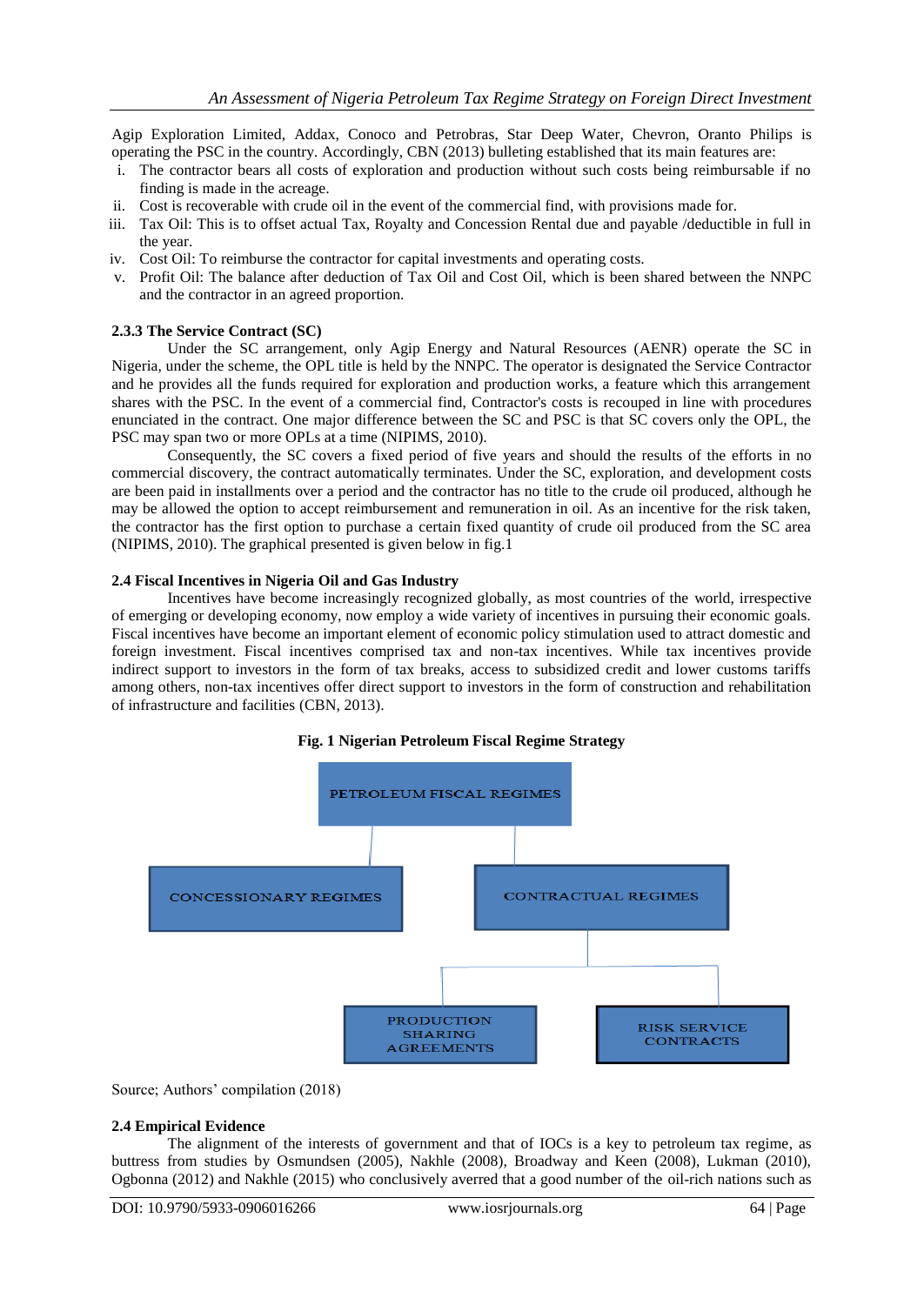Agip Exploration Limited, Addax, Conoco and Petrobras, Star Deep Water, Chevron, Oranto Philips is operating the PSC in the country. Accordingly, CBN (2013) bulleting established that its main features are:

i. The contractor bears all costs of exploration and production without such costs being reimbursable if no finding is made in the acreage.
ii. Cost is recoverable with crude oil in the event of the commercial find, with provisions made for.
iii. Tax Oil: This is to offset actual Tax, Royalty and Concession Rental due and payable /deductible in full in the year.
iv. Cost Oil: To reimburse the contractor for capital investments and operating costs.
v. Profit Oil: The balance after deduction of Tax Oil and Cost Oil, which is been shared between the NNPC and the contractor in an agreed proportion.

### 2.3.3 The Service Contract (SC)

Under the SC arrangement, only Agip Energy and Natural Resources (AENR) operate the SC in Nigeria, under the scheme, the OPL title is held by the NNPC. The operator is designated the Service Contractor and he provides all the funds required for exploration and production works, a feature which this arrangement shares with the PSC. In the event of a commercial find, Contractor's costs is recouped in line with procedures enunciated in the contract. One major difference between the SC and PSC is that SC covers only the OPL, the PSC may span two or more OPLs at a time (NIPIMS, 2010).

Consequently, the SC covers a fixed period of five years and should the results of the efforts in no commercial discovery, the contract automatically terminates. Under the SC, exploration, and development costs are been paid in installments over a period and the contractor has no title to the crude oil produced, although he may be allowed the option to accept reimbursement and remuneration in oil. As an incentive for the risk taken, the contractor has the first option to purchase a certain fixed quantity of crude oil produced from the SC area (NIPIMS, 2010). The graphical presented is given below in fig.1

### 2.4 Fiscal Incentives in Nigeria Oil and Gas Industry

Incentives have become increasingly recognized globally, as most countries of the world, irrespective of emerging or developing economy, now employ a wide variety of incentives in pursuing their economic goals. Fiscal incentives have become an important element of economic policy stimulation used to attract domestic and foreign investment. Fiscal incentives comprised tax and non-tax incentives. While tax incentives provide indirect support to investors in the form of tax breaks, access to subsidized credit and lower customs tariffs among others, non-tax incentives offer direct support to investors in the form of construction and rehabilitation of infrastructure and facilities (CBN, 2013).

**Fig. 1 Nigerian Petroleum Fiscal Regime Strategy**

PETROLEUM FISCAL REGIMES
- CONCESSIONARY REGIMES
- CONTRACTUAL REGIMES
  - PRODUCTION SHARING AGREEMENTS
  - RISK SERVICE CONTRACTS

Source; Authors' compilation (2018)

### 2.4 Empirical Evidence

The alignment of the interests of government and that of IOCs is a key to petroleum tax regime, as buttress from studies by Osmundsen (2005), Nakhle (2008), Broadway and Keen (2008), Lukman (2010), Ogbonna (2012) and Nakhle (2015) who conclusively averred that a good number of the oil-rich nations such as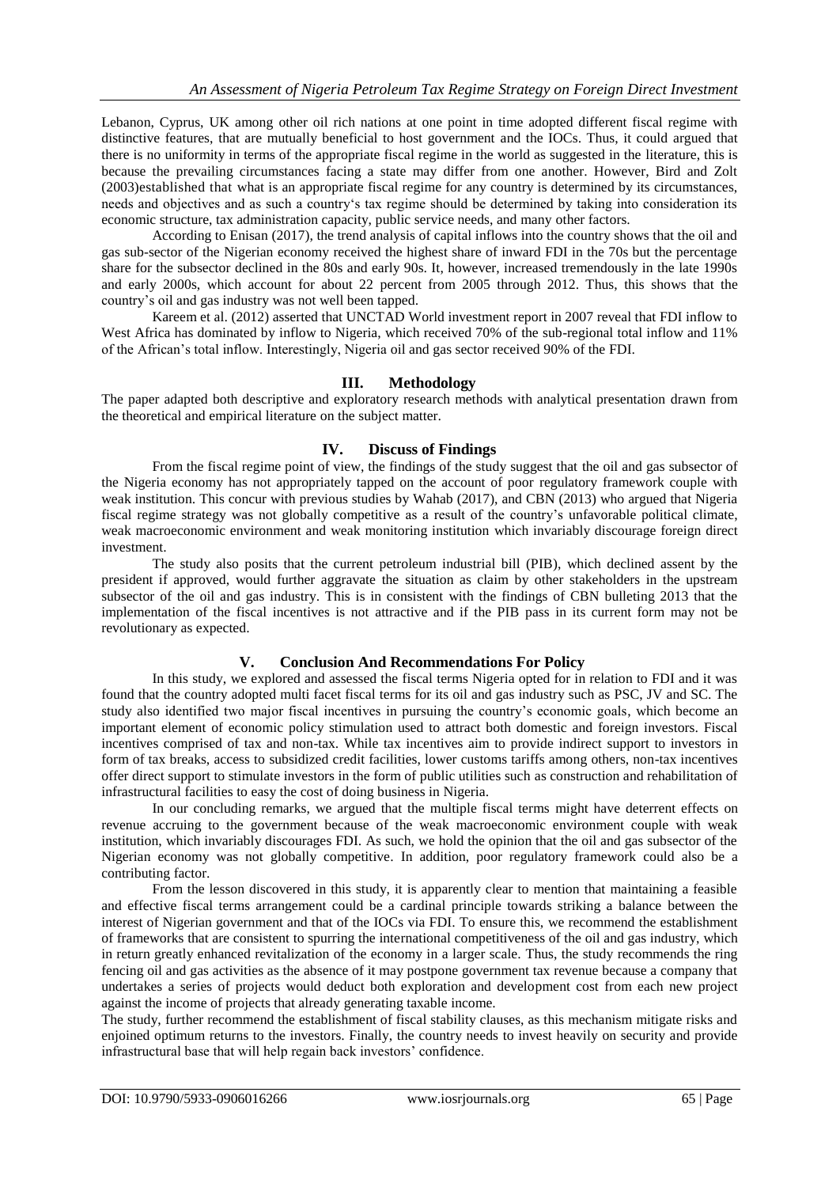Lebanon, Cyprus, UK among other oil rich nations at one point in time adopted different fiscal regime with distinctive features, that are mutually beneficial to host government and the IOCs. Thus, it could argued that there is no uniformity in terms of the appropriate fiscal regime in the world as suggested in the literature, this is because the prevailing circumstances facing a state may differ from one another. However, Bird and Zolt (2003)established that what is an appropriate fiscal regime for any country is determined by its circumstances, needs and objectives and as such a country's tax regime should be determined by taking into consideration its economic structure, tax administration capacity, public service needs, and many other factors.

According to Enisan (2017), the trend analysis of capital inflows into the country shows that the oil and gas sub-sector of the Nigerian economy received the highest share of inward FDI in the 70s but the percentage share for the subsector declined in the 80s and early 90s. It, however, increased tremendously in the late 1990s and early 2000s, which account for about 22 percent from 2005 through 2012. Thus, this shows that the country's oil and gas industry was not well been tapped.

Kareem et al. (2012) asserted that UNCTAD World investment report in 2007 reveal that FDI inflow to West Africa has dominated by inflow to Nigeria, which received 70% of the sub-regional total inflow and 11% of the African's total inflow. Interestingly, Nigeria oil and gas sector received 90% of the FDI.

## III. Methodology

The paper adapted both descriptive and exploratory research methods with analytical presentation drawn from the theoretical and empirical literature on the subject matter.

## IV. Discuss of Findings

From the fiscal regime point of view, the findings of the study suggest that the oil and gas subsector of the Nigeria economy has not appropriately tapped on the account of poor regulatory framework couple with weak institution. This concur with previous studies by Wahab (2017), and CBN (2013) who argued that Nigeria fiscal regime strategy was not globally competitive as a result of the country's unfavorable political climate, weak macroeconomic environment and weak monitoring institution which invariably discourage foreign direct investment.

The study also posits that the current petroleum industrial bill (PIB), which declined assent by the president if approved, would further aggravate the situation as claim by other stakeholders in the upstream subsector of the oil and gas industry. This is in consistent with the findings of CBN bulleting 2013 that the implementation of the fiscal incentives is not attractive and if the PIB pass in its current form may not be revolutionary as expected.

## V. Conclusion And Recommendations For Policy

In this study, we explored and assessed the fiscal terms Nigeria opted for in relation to FDI and it was found that the country adopted multi facet fiscal terms for its oil and gas industry such as PSC, JV and SC. The study also identified two major fiscal incentives in pursuing the country's economic goals, which become an important element of economic policy stimulation used to attract both domestic and foreign investors. Fiscal incentives comprised of tax and non-tax. While tax incentives aim to provide indirect support to investors in form of tax breaks, access to subsidized credit facilities, lower customs tariffs among others, non-tax incentives offer direct support to stimulate investors in the form of public utilities such as construction and rehabilitation of infrastructural facilities to easy the cost of doing business in Nigeria.

In our concluding remarks, we argued that the multiple fiscal terms might have deterrent effects on revenue accruing to the government because of the weak macroeconomic environment couple with weak institution, which invariably discourages FDI. As such, we hold the opinion that the oil and gas subsector of the Nigerian economy was not globally competitive. In addition, poor regulatory framework could also be a contributing factor.

From the lesson discovered in this study, it is apparently clear to mention that maintaining a feasible and effective fiscal terms arrangement could be a cardinal principle towards striking a balance between the interest of Nigerian government and that of the IOCs via FDI. To ensure this, we recommend the establishment of frameworks that are consistent to spurring the international competitiveness of the oil and gas industry, which in return greatly enhanced revitalization of the economy in a larger scale. Thus, the study recommends the ring fencing oil and gas activities as the absence of it may postpone government tax revenue because a company that undertakes a series of projects would deduct both exploration and development cost from each new project against the income of projects that already generating taxable income.

The study, further recommend the establishment of fiscal stability clauses, as this mechanism mitigate risks and enjoined optimum returns to the investors. Finally, the country needs to invest heavily on security and provide infrastructural base that will help regain back investors' confidence.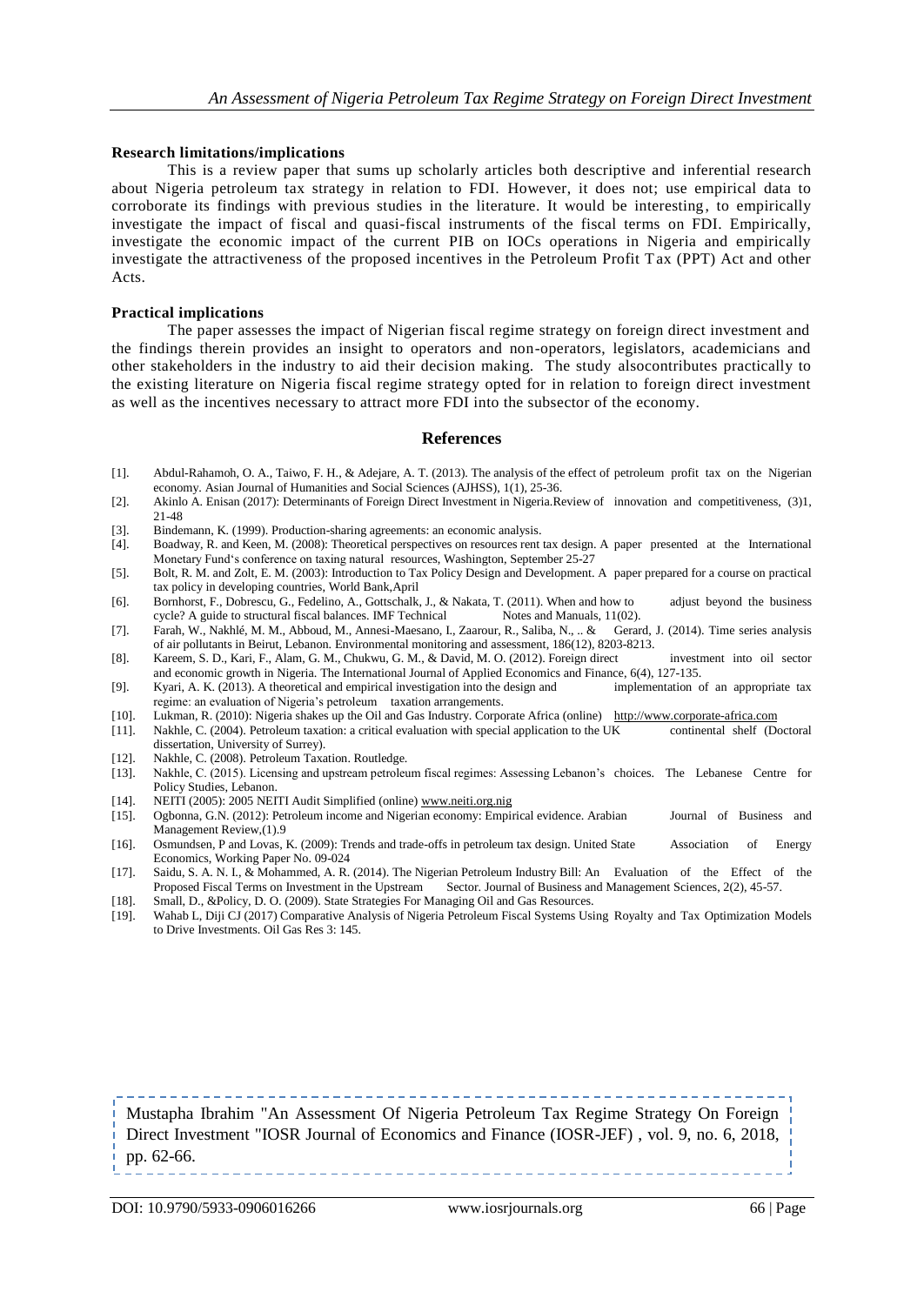**Research limitations/implications**

This is a review paper that sums up scholarly articles both descriptive and inferential research about Nigeria petroleum tax strategy in relation to FDI. However, it does not; use empirical data to corroborate its findings with previous studies in the literature. It would be interesting, to empirically investigate the impact of fiscal and quasi-fiscal instruments of the fiscal terms on FDI. Empirically, investigate the economic impact of the current PIB on IOCs operations in Nigeria and empirically investigate the attractiveness of the proposed incentives in the Petroleum Profit Tax (PPT) Act and other Acts.

**Practical implications**

The paper assesses the impact of Nigerian fiscal regime strategy on foreign direct investment and the findings therein provides an insight to operators and non-operators, legislators, academicians and other stakeholders in the industry to aid their decision making. The study alsocontributes practically to the existing literature on Nigeria fiscal regime strategy opted for in relation to foreign direct investment as well as the incentives necessary to attract more FDI into the subsector of the economy.

## References

[1]. Abdul-Rahamoh, O. A., Taiwo, F. H., & Adejare, A. T. (2013). The analysis of the effect of petroleum profit tax on the Nigerian economy. Asian Journal of Humanities and Social Sciences (AJHSS), 1(1), 25-36.

[2]. Akinlo A. Enisan (2017): Determinants of Foreign Direct Investment in Nigeria.Review of innovation and competitiveness, (3)1, 21-48

[3]. Bindemann, K. (1999). Production-sharing agreements: an economic analysis.

[4]. Boadway, R. and Keen, M. (2008): Theoretical perspectives on resources rent tax design. A paper presented at the International Monetary Fund's conference on taxing natural resources, Washington, September 25-27

[5]. Bolt, R. M. and Zolt, E. M. (2003): Introduction to Tax Policy Design and Development. A paper prepared for a course on practical tax policy in developing countries, World Bank,April

[6]. Bornhorst, F., Dobrescu, G., Fedelino, A., Gottschalk, J., & Nakata, T. (2011). When and how to adjust beyond the business cycle? A guide to structural fiscal balances. IMF Technical Notes and Manuals, 11(02).

[7]. Farah, W., Nakhlé, M. M., Abboud, M., Annesi-Maesano, I., Zaarour, R., Saliba, N., .. & Gerard, J. (2014). Time series analysis of air pollutants in Beirut, Lebanon. Environmental monitoring and assessment, 186(12), 8203-8213.

[8]. Kareem, S. D., Kari, F., Alam, G. M., Chukwu, G. M., & David, M. O. (2012). Foreign direct investment into oil sector and economic growth in Nigeria. The International Journal of Applied Economics and Finance, 6(4), 127-135.

[9]. Kyari, A. K. (2013). A theoretical and empirical investigation into the design and implementation of an appropriate tax regime: an evaluation of Nigeria's petroleum taxation arrangements.

[10]. Lukman, R. (2010): Nigeria shakes up the Oil and Gas Industry. Corporate Africa (online) http://www.corporate-africa.com

[11]. Nakhle, C. (2004). Petroleum taxation: a critical evaluation with special application to the UK continental shelf (Doctoral dissertation, University of Surrey).

[12]. Nakhle, C. (2008). Petroleum Taxation. Routledge.

[13]. Nakhle, C. (2015). Licensing and upstream petroleum fiscal regimes: Assessing Lebanon's choices. The Lebanese Centre for Policy Studies, Lebanon.

[14]. NEITI (2005): 2005 NEITI Audit Simplified (online) www.neiti.org.nig

[15]. Ogbonna, G.N. (2012): Petroleum income and Nigerian economy: Empirical evidence. Arabian Journal of Business and Management Review,(1).9

[16]. Osmundsen, P and Lovas, K. (2009): Trends and trade-offs in petroleum tax design. United State Association of Energy Economics, Working Paper No. 09-024

[17]. Saidu, S. A. N. I., & Mohammed, A. R. (2014). The Nigerian Petroleum Industry Bill: An Evaluation of the Effect of the Proposed Fiscal Terms on Investment in the Upstream Sector. Journal of Business and Management Sciences, 2(2), 45-57.

[18]. Small, D., &Policy, D. O. (2009). State Strategies For Managing Oil and Gas Resources.

[19]. Wahab L, Diji CJ (2017) Comparative Analysis of Nigeria Petroleum Fiscal Systems Using Royalty and Tax Optimization Models to Drive Investments. Oil Gas Res 3: 145.

Mustapha Ibrahim "An Assessment Of Nigeria Petroleum Tax Regime Strategy On Foreign Direct Investment "IOSR Journal of Economics and Finance (IOSR-JEF) , vol. 9, no. 6, 2018, pp. 62-66.